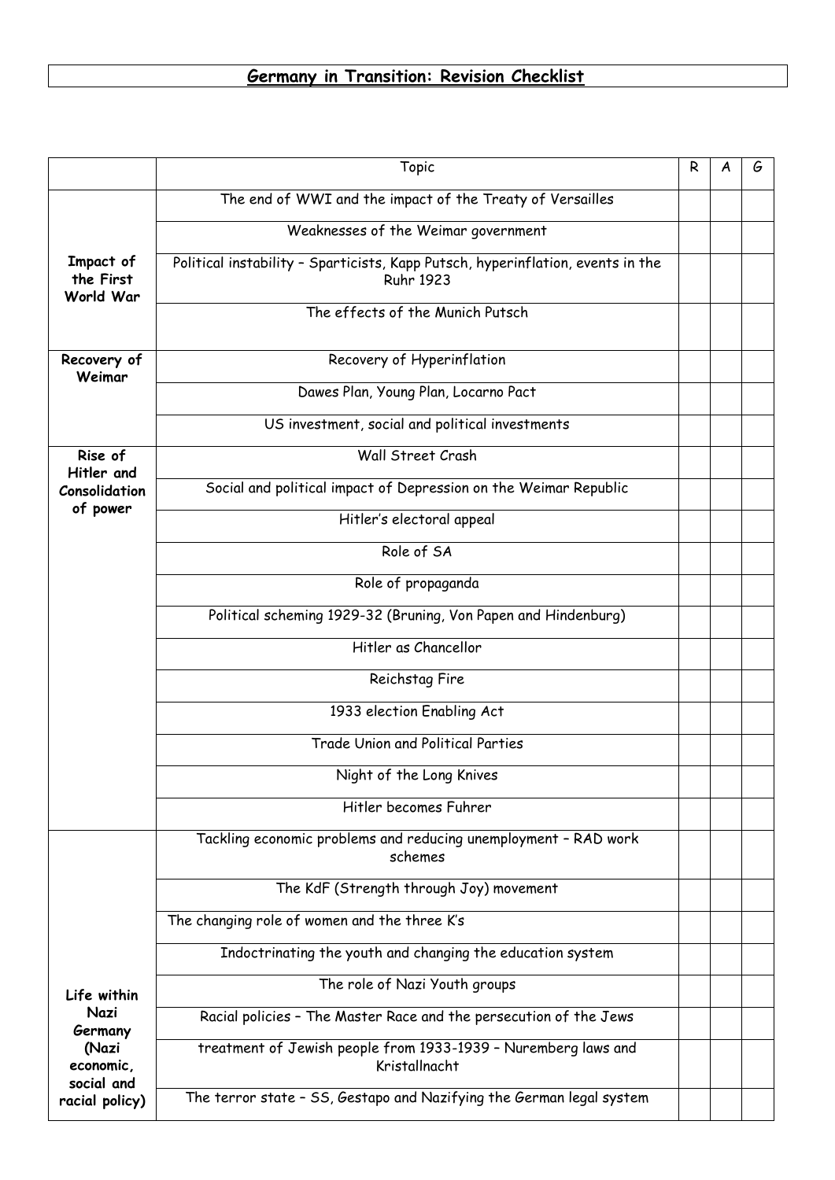# **Germany in Transition: Revision Checklist**

| | Topic | R | A | G |
|---|---|---|---|---|
| **Impact of the First World War** | The end of WWI and the impact of the Treaty of Versailles | | | |
| | Weaknesses of the Weimar government | | | |
| | Political instability – Sparticists, Kapp Putsch, hyperinflation, events in the Ruhr 1923 | | | |
| | The effects of the Munich Putsch | | | |
| **Recovery of Weimar** | Recovery of Hyperinflation | | | |
| | Dawes Plan, Young Plan, Locarno Pact | | | |
| | US investment, social and political investments | | | |
| **Rise of Hitler and Consolidation of power** | Wall Street Crash | | | |
| | Social and political impact of Depression on the Weimar Republic | | | |
| | Hitler's electoral appeal | | | |
| | Role of SA | | | |
| | Role of propaganda | | | |
| | Political scheming 1929-32 (Bruning, Von Papen and Hindenburg) | | | |
| | Hitler as Chancellor | | | |
| | Reichstag Fire | | | |
| | 1933 election Enabling Act | | | |
| | Trade Union and Political Parties | | | |
| | Night of the Long Knives | | | |
| | Hitler becomes Fuhrer | | | |
| **Life within Nazi Germany (Nazi economic, social and racial policy)** | Tackling economic problems and reducing unemployment – RAD work schemes | | | |
| | The KdF (Strength through Joy) movement | | | |
| | The changing role of women and the three K's | | | |
| | Indoctrinating the youth and changing the education system | | | |
| | The role of Nazi Youth groups | | | |
| | Racial policies – The Master Race and the persecution of the Jews | | | |
| | treatment of Jewish people from 1933-1939 – Nuremberg laws and Kristallnacht | | | |
| | The terror state – SS, Gestapo and Nazifying the German legal system | | | |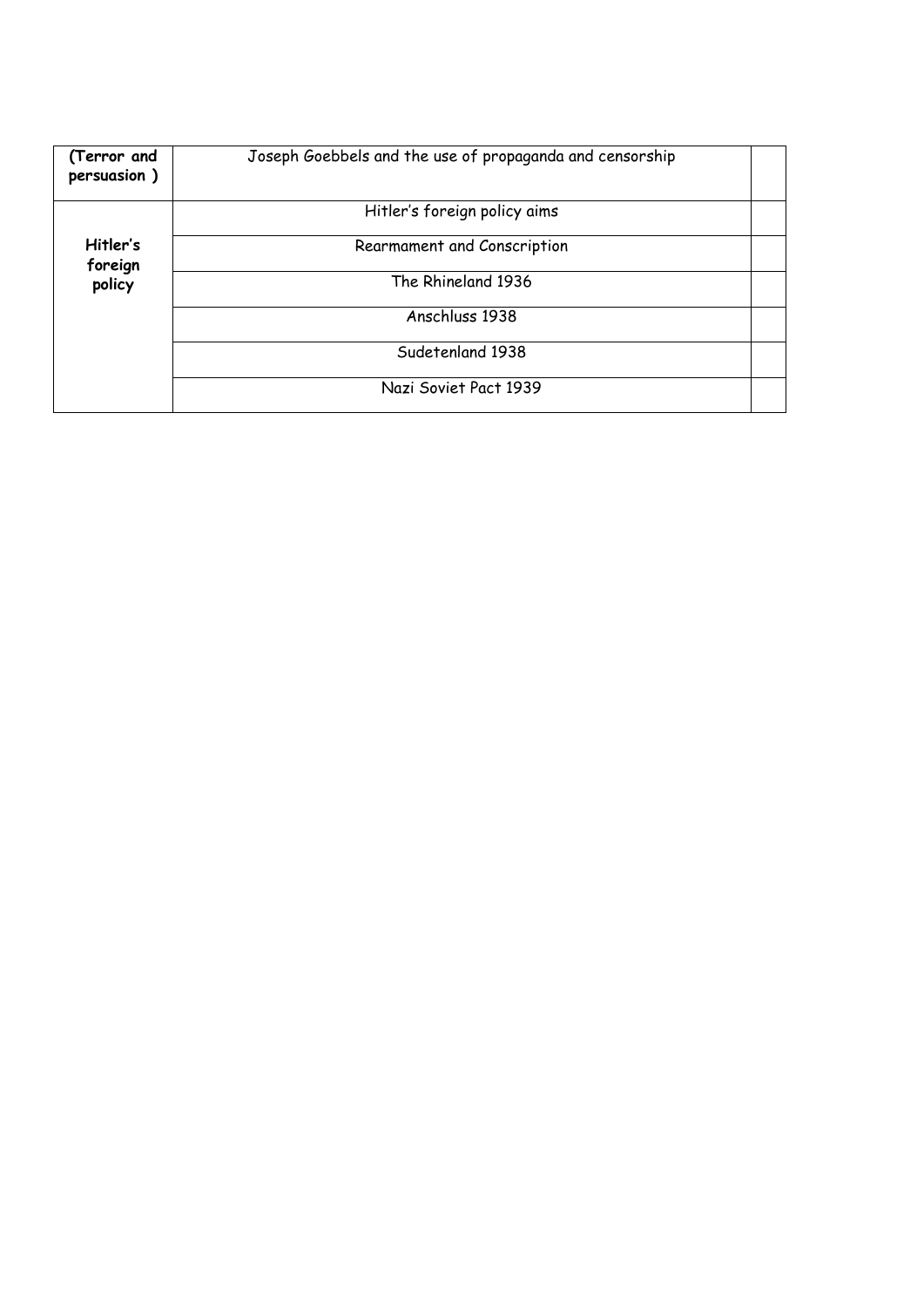| | | |
|---|---|---|
| **(Terror and persuasion )** | Joseph Goebbels and the use of propaganda and censorship | |
| **Hitler's foreign policy** | Hitler's foreign policy aims | |
| | Rearmament and Conscription | |
| | The Rhineland 1936 | |
| | Anschluss 1938 | |
| | Sudetenland 1938 | |
| | Nazi Soviet Pact 1939 | |